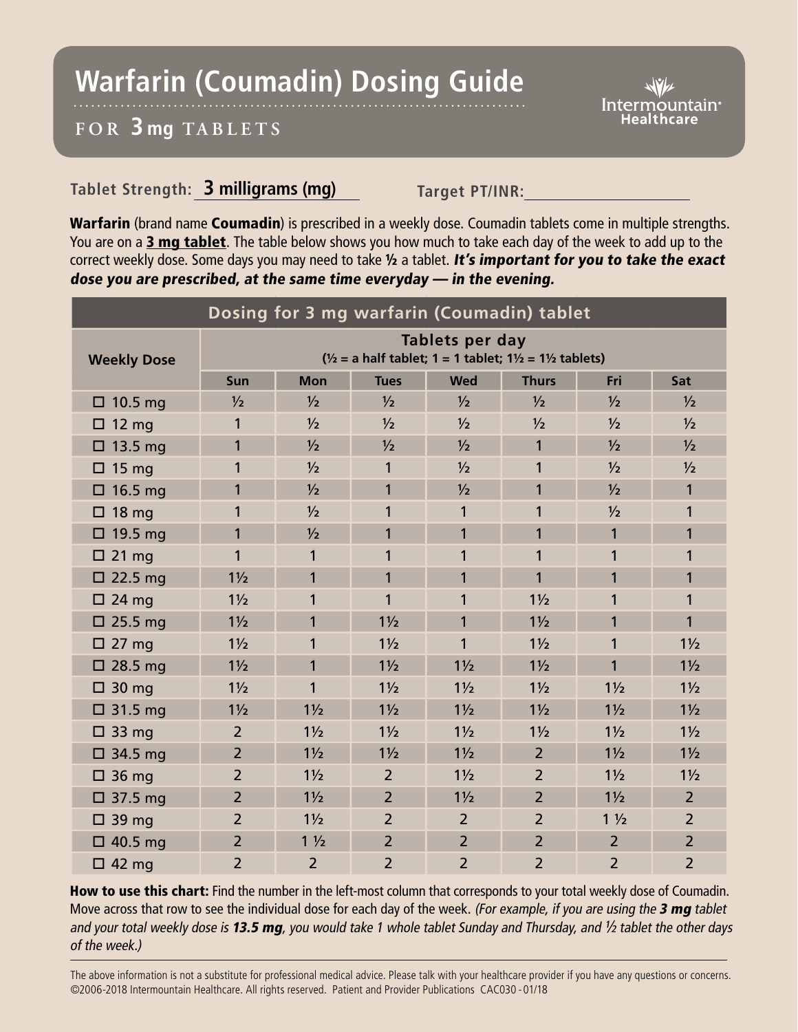# Warfarin (Coumadin) Dosing Guide

## FOR 3 mg TABLETS

Intermountain Healthcare

**Tablet Strength:** 3 milligrams (mg) **Target PT/INR:** ____________

**Warfarin** (brand name **Coumadin**) is prescribed in a weekly dose. Coumadin tablets come in multiple strengths. You are on a **3 mg tablet**. The table below shows you how much to take each day of the week to add up to the correct weekly dose. Some days you may need to take **½** a tablet. ***It's important for you to take the exact dose you are prescribed, at the same time everyday — in the evening.***

| Dosing for 3 mg warfarin (Coumadin) tablet | | | | | | | |
|---|---|---|---|---|---|---|---|
| **Weekly Dose** | **Tablets per day (½ = a half tablet; 1 = 1 tablet; 1½ = 1½ tablets)** | | | | | | |
| | **Sun** | **Mon** | **Tues** | **Wed** | **Thurs** | **Fri** | **Sat** |
| ☐ 10.5 mg | ½ | ½ | ½ | ½ | ½ | ½ | ½ |
| ☐ 12 mg | 1 | ½ | ½ | ½ | ½ | ½ | ½ |
| ☐ 13.5 mg | 1 | ½ | ½ | ½ | 1 | ½ | ½ |
| ☐ 15 mg | 1 | ½ | 1 | ½ | 1 | ½ | ½ |
| ☐ 16.5 mg | 1 | ½ | 1 | ½ | 1 | ½ | 1 |
| ☐ 18 mg | 1 | ½ | 1 | 1 | 1 | ½ | 1 |
| ☐ 19.5 mg | 1 | ½ | 1 | 1 | 1 | 1 | 1 |
| ☐ 21 mg | 1 | 1 | 1 | 1 | 1 | 1 | 1 |
| ☐ 22.5 mg | 1½ | 1 | 1 | 1 | 1 | 1 | 1 |
| ☐ 24 mg | 1½ | 1 | 1 | 1 | 1½ | 1 | 1 |
| ☐ 25.5 mg | 1½ | 1 | 1½ | 1 | 1½ | 1 | 1 |
| ☐ 27 mg | 1½ | 1 | 1½ | 1 | 1½ | 1 | 1½ |
| ☐ 28.5 mg | 1½ | 1 | 1½ | 1½ | 1½ | 1 | 1½ |
| ☐ 30 mg | 1½ | 1 | 1½ | 1½ | 1½ | 1½ | 1½ |
| ☐ 31.5 mg | 1½ | 1½ | 1½ | 1½ | 1½ | 1½ | 1½ |
| ☐ 33 mg | 2 | 1½ | 1½ | 1½ | 1½ | 1½ | 1½ |
| ☐ 34.5 mg | 2 | 1½ | 1½ | 1½ | 2 | 1½ | 1½ |
| ☐ 36 mg | 2 | 1½ | 2 | 1½ | 2 | 1½ | 1½ |
| ☐ 37.5 mg | 2 | 1½ | 2 | 1½ | 2 | 1½ | 2 |
| ☐ 39 mg | 2 | 1½ | 2 | 2 | 2 | 1 ½ | 2 |
| ☐ 40.5 mg | 2 | 1 ½ | 2 | 2 | 2 | 2 | 2 |
| ☐ 42 mg | 2 | 2 | 2 | 2 | 2 | 2 | 2 |

**How to use this chart:** Find the number in the left-most column that corresponds to your total weekly dose of Coumadin. Move across that row to see the individual dose for each day of the week. *(For example, if you are using the **3 mg** tablet and your total weekly dose is **13.5 mg**, you would take 1 whole tablet Sunday and Thursday, and ½ tablet the other days of the week.)*

The above information is not a substitute for professional medical advice. Please talk with your healthcare provider if you have any questions or concerns. ©2006-2018 Intermountain Healthcare. All rights reserved. Patient and Provider Publications CAC030 - 01/18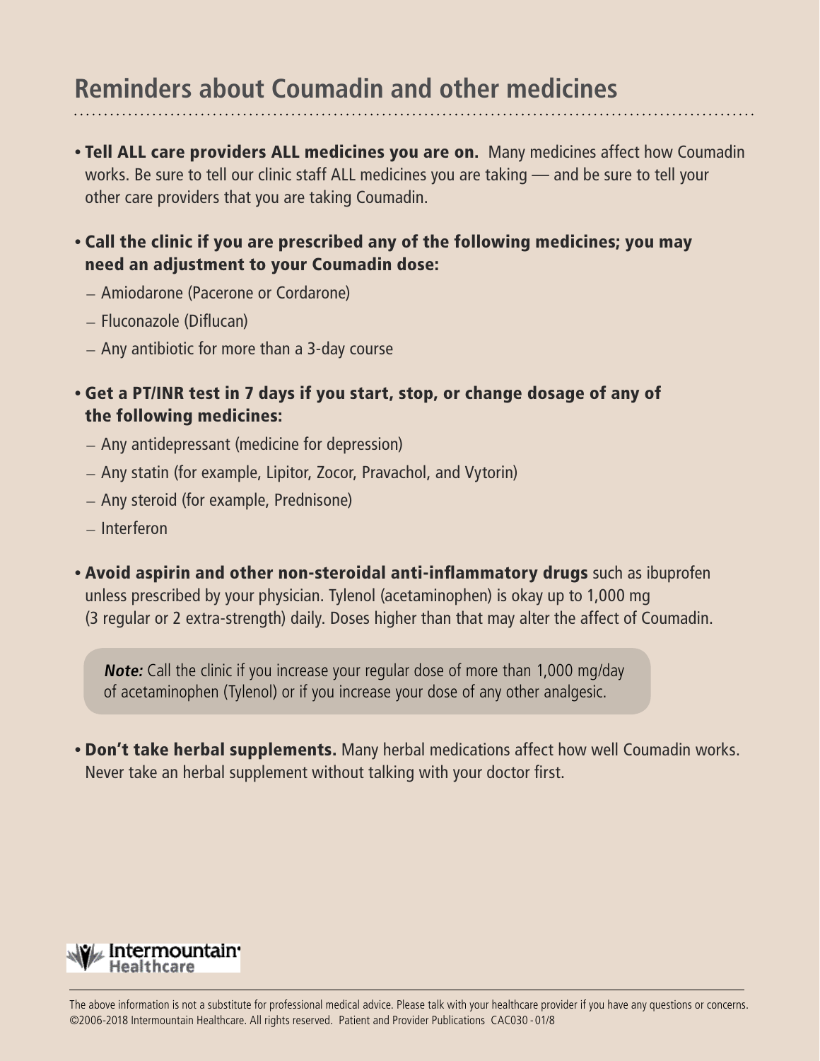## Reminders about Coumadin and other medicines

- **Tell ALL care providers ALL medicines you are on.** Many medicines affect how Coumadin works. Be sure to tell our clinic staff ALL medicines you are taking — and be sure to tell your other care providers that you are taking Coumadin.
- **Call the clinic if you are prescribed any of the following medicines; you may need an adjustment to your Coumadin dose:**
  - Amiodarone (Pacerone or Cordarone)
  - Fluconazole (Diflucan)
  - Any antibiotic for more than a 3-day course
- **Get a PT/INR test in 7 days if you start, stop, or change dosage of any of the following medicines:**
  - Any antidepressant (medicine for depression)
  - Any statin (for example, Lipitor, Zocor, Pravachol, and Vytorin)
  - Any steroid (for example, Prednisone)
  - Interferon
- **Avoid aspirin and other non-steroidal anti-inflammatory drugs** such as ibuprofen unless prescribed by your physician. Tylenol (acetaminophen) is okay up to 1,000 mg (3 regular or 2 extra-strength) daily. Doses higher than that may alter the affect of Coumadin.

> ***Note:*** Call the clinic if you increase your regular dose of more than 1,000 mg/day of acetaminophen (Tylenol) or if you increase your dose of any other analgesic.

- **Don't take herbal supplements.** Many herbal medications affect how well Coumadin works. Never take an herbal supplement without talking with your doctor first.

Intermountain Healthcare

The above information is not a substitute for professional medical advice. Please talk with your healthcare provider if you have any questions or concerns. ©2006-2018 Intermountain Healthcare. All rights reserved. Patient and Provider Publications CAC030 - 01/8